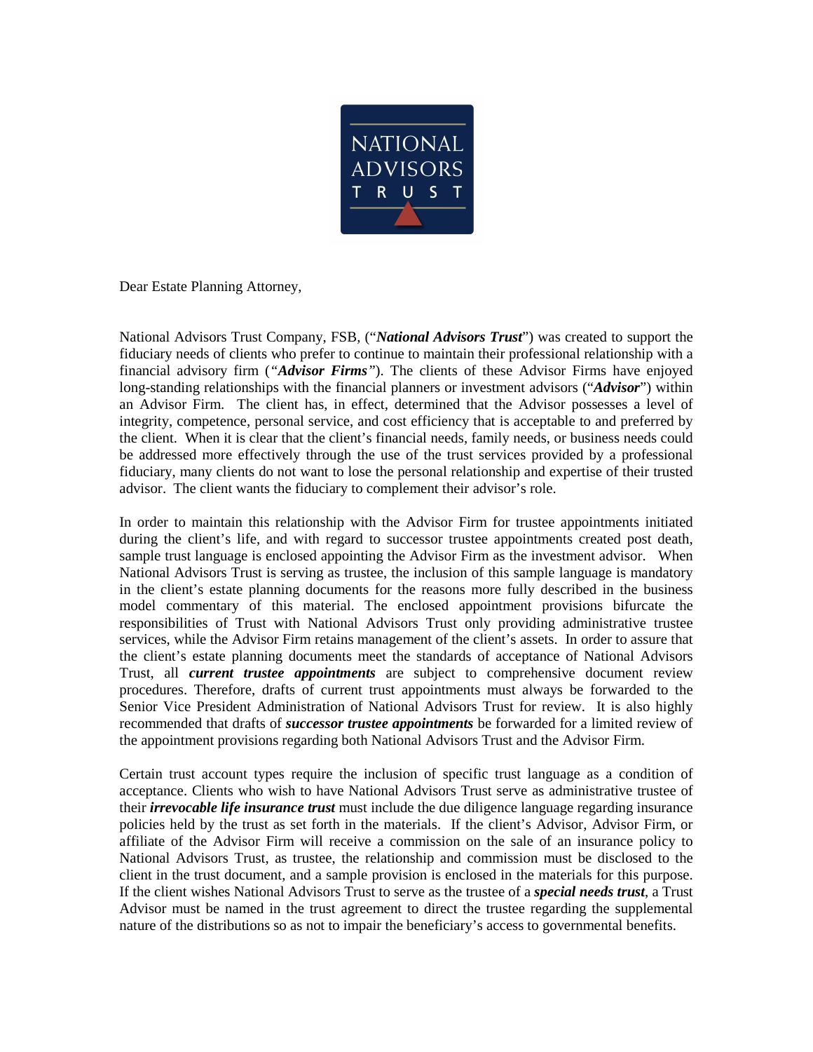NATIONAL ADVISORS TRUST

Dear Estate Planning Attorney,

National Advisors Trust Company, FSB, ("***National Advisors Trust***") was created to support the fiduciary needs of clients who prefer to continue to maintain their professional relationship with a financial advisory firm ("***Advisor Firms***"). The clients of these Advisor Firms have enjoyed long-standing relationships with the financial planners or investment advisors ("***Advisor***") within an Advisor Firm. The client has, in effect, determined that the Advisor possesses a level of integrity, competence, personal service, and cost efficiency that is acceptable to and preferred by the client. When it is clear that the client's financial needs, family needs, or business needs could be addressed more effectively through the use of the trust services provided by a professional fiduciary, many clients do not want to lose the personal relationship and expertise of their trusted advisor. The client wants the fiduciary to complement their advisor's role.

In order to maintain this relationship with the Advisor Firm for trustee appointments initiated during the client's life, and with regard to successor trustee appointments created post death, sample trust language is enclosed appointing the Advisor Firm as the investment advisor. When National Advisors Trust is serving as trustee, the inclusion of this sample language is mandatory in the client's estate planning documents for the reasons more fully described in the business model commentary of this material. The enclosed appointment provisions bifurcate the responsibilities of Trust with National Advisors Trust only providing administrative trustee services, while the Advisor Firm retains management of the client's assets. In order to assure that the client's estate planning documents meet the standards of acceptance of National Advisors Trust, all ***current trustee appointments*** are subject to comprehensive document review procedures. Therefore, drafts of current trust appointments must always be forwarded to the Senior Vice President Administration of National Advisors Trust for review. It is also highly recommended that drafts of ***successor trustee appointments*** be forwarded for a limited review of the appointment provisions regarding both National Advisors Trust and the Advisor Firm.

Certain trust account types require the inclusion of specific trust language as a condition of acceptance. Clients who wish to have National Advisors Trust serve as administrative trustee of their ***irrevocable life insurance trust*** must include the due diligence language regarding insurance policies held by the trust as set forth in the materials. If the client's Advisor, Advisor Firm, or affiliate of the Advisor Firm will receive a commission on the sale of an insurance policy to National Advisors Trust, as trustee, the relationship and commission must be disclosed to the client in the trust document, and a sample provision is enclosed in the materials for this purpose. If the client wishes National Advisors Trust to serve as the trustee of a ***special needs trust***, a Trust Advisor must be named in the trust agreement to direct the trustee regarding the supplemental nature of the distributions so as not to impair the beneficiary's access to governmental benefits.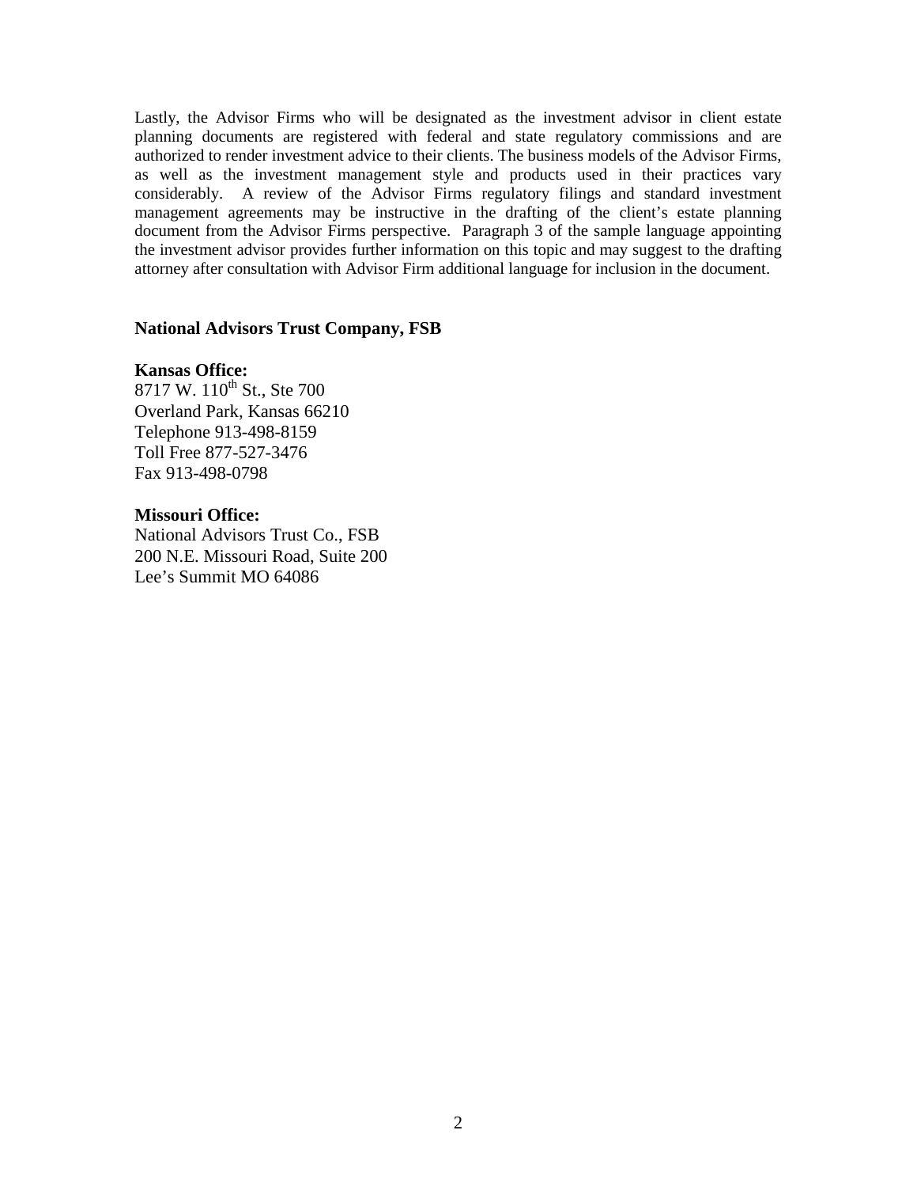Lastly, the Advisor Firms who will be designated as the investment advisor in client estate planning documents are registered with federal and state regulatory commissions and are authorized to render investment advice to their clients. The business models of the Advisor Firms, as well as the investment management style and products used in their practices vary considerably. A review of the Advisor Firms regulatory filings and standard investment management agreements may be instructive in the drafting of the client's estate planning document from the Advisor Firms perspective. Paragraph 3 of the sample language appointing the investment advisor provides further information on this topic and may suggest to the drafting attorney after consultation with Advisor Firm additional language for inclusion in the document.

**National Advisors Trust Company, FSB**

**Kansas Office:**
8717 W. 110th St., Ste 700
Overland Park, Kansas 66210
Telephone 913-498-8159
Toll Free 877-527-3476
Fax 913-498-0798

**Missouri Office:**
National Advisors Trust Co., FSB
200 N.E. Missouri Road, Suite 200
Lee's Summit MO 64086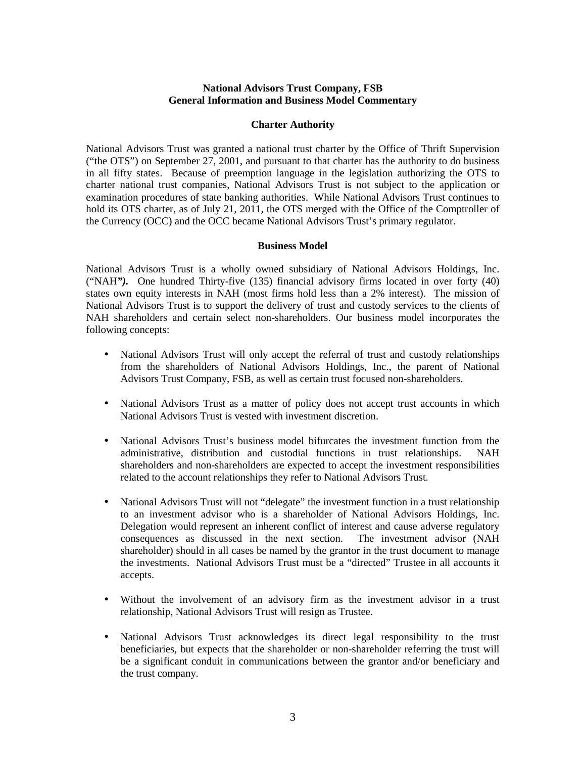**National Advisors Trust Company, FSB**
**General Information and Business Model Commentary**

## Charter Authority

National Advisors Trust was granted a national trust charter by the Office of Thrift Supervision ("the OTS") on September 27, 2001, and pursuant to that charter has the authority to do business in all fifty states. Because of preemption language in the legislation authorizing the OTS to charter national trust companies, National Advisors Trust is not subject to the application or examination procedures of state banking authorities. While National Advisors Trust continues to hold its OTS charter, as of July 21, 2011, the OTS merged with the Office of the Comptroller of the Currency (OCC) and the OCC became National Advisors Trust's primary regulator.

## Business Model

National Advisors Trust is a wholly owned subsidiary of National Advisors Holdings, Inc. ("NAH***").*** One hundred Thirty-five (135) financial advisory firms located in over forty (40) states own equity interests in NAH (most firms hold less than a 2% interest). The mission of National Advisors Trust is to support the delivery of trust and custody services to the clients of NAH shareholders and certain select non-shareholders. Our business model incorporates the following concepts:

- National Advisors Trust will only accept the referral of trust and custody relationships from the shareholders of National Advisors Holdings, Inc., the parent of National Advisors Trust Company, FSB, as well as certain trust focused non-shareholders.

- National Advisors Trust as a matter of policy does not accept trust accounts in which National Advisors Trust is vested with investment discretion.

- National Advisors Trust's business model bifurcates the investment function from the administrative, distribution and custodial functions in trust relationships. NAH shareholders and non-shareholders are expected to accept the investment responsibilities related to the account relationships they refer to National Advisors Trust.

- National Advisors Trust will not "delegate" the investment function in a trust relationship to an investment advisor who is a shareholder of National Advisors Holdings, Inc. Delegation would represent an inherent conflict of interest and cause adverse regulatory consequences as discussed in the next section. The investment advisor (NAH shareholder) should in all cases be named by the grantor in the trust document to manage the investments. National Advisors Trust must be a "directed" Trustee in all accounts it accepts.

- Without the involvement of an advisory firm as the investment advisor in a trust relationship, National Advisors Trust will resign as Trustee.

- National Advisors Trust acknowledges its direct legal responsibility to the trust beneficiaries, but expects that the shareholder or non-shareholder referring the trust will be a significant conduit in communications between the grantor and/or beneficiary and the trust company.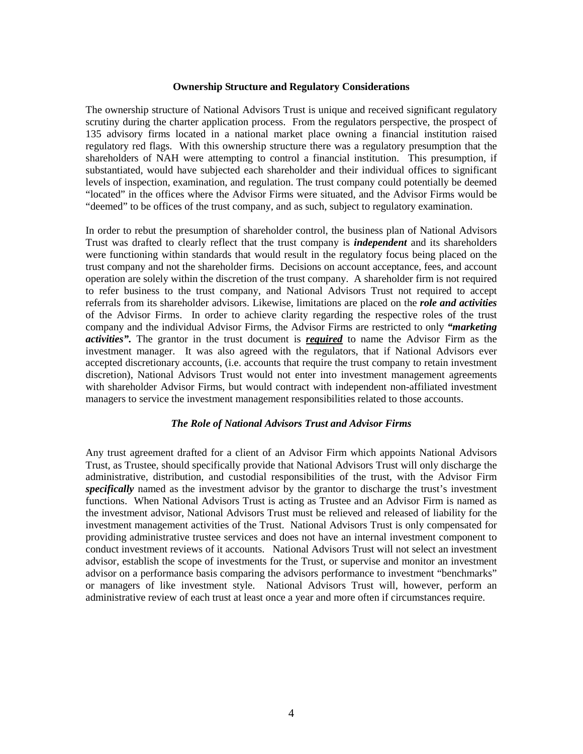**Ownership Structure and Regulatory Considerations**

The ownership structure of National Advisors Trust is unique and received significant regulatory scrutiny during the charter application process. From the regulators perspective, the prospect of 135 advisory firms located in a national market place owning a financial institution raised regulatory red flags. With this ownership structure there was a regulatory presumption that the shareholders of NAH were attempting to control a financial institution. This presumption, if substantiated, would have subjected each shareholder and their individual offices to significant levels of inspection, examination, and regulation. The trust company could potentially be deemed "located" in the offices where the Advisor Firms were situated, and the Advisor Firms would be "deemed" to be offices of the trust company, and as such, subject to regulatory examination.

In order to rebut the presumption of shareholder control, the business plan of National Advisors Trust was drafted to clearly reflect that the trust company is ***independent*** and its shareholders were functioning within standards that would result in the regulatory focus being placed on the trust company and not the shareholder firms. Decisions on account acceptance, fees, and account operation are solely within the discretion of the trust company. A shareholder firm is not required to refer business to the trust company, and National Advisors Trust not required to accept referrals from its shareholder advisors. Likewise, limitations are placed on the ***role and activities*** of the Advisor Firms. In order to achieve clarity regarding the respective roles of the trust company and the individual Advisor Firms, the Advisor Firms are restricted to only ***"marketing activities".*** The grantor in the trust document is ***<u>required</u>*** to name the Advisor Firm as the investment manager. It was also agreed with the regulators, that if National Advisors ever accepted discretionary accounts, (i.e. accounts that require the trust company to retain investment discretion), National Advisors Trust would not enter into investment management agreements with shareholder Advisor Firms, but would contract with independent non-affiliated investment managers to service the investment management responsibilities related to those accounts.

***The Role of National Advisors Trust and Advisor Firms***

Any trust agreement drafted for a client of an Advisor Firm which appoints National Advisors Trust, as Trustee, should specifically provide that National Advisors Trust will only discharge the administrative, distribution, and custodial responsibilities of the trust, with the Advisor Firm ***specifically*** named as the investment advisor by the grantor to discharge the trust's investment functions. When National Advisors Trust is acting as Trustee and an Advisor Firm is named as the investment advisor, National Advisors Trust must be relieved and released of liability for the investment management activities of the Trust. National Advisors Trust is only compensated for providing administrative trustee services and does not have an internal investment component to conduct investment reviews of it accounts. National Advisors Trust will not select an investment advisor, establish the scope of investments for the Trust, or supervise and monitor an investment advisor on a performance basis comparing the advisors performance to investment "benchmarks" or managers of like investment style. National Advisors Trust will, however, perform an administrative review of each trust at least once a year and more often if circumstances require.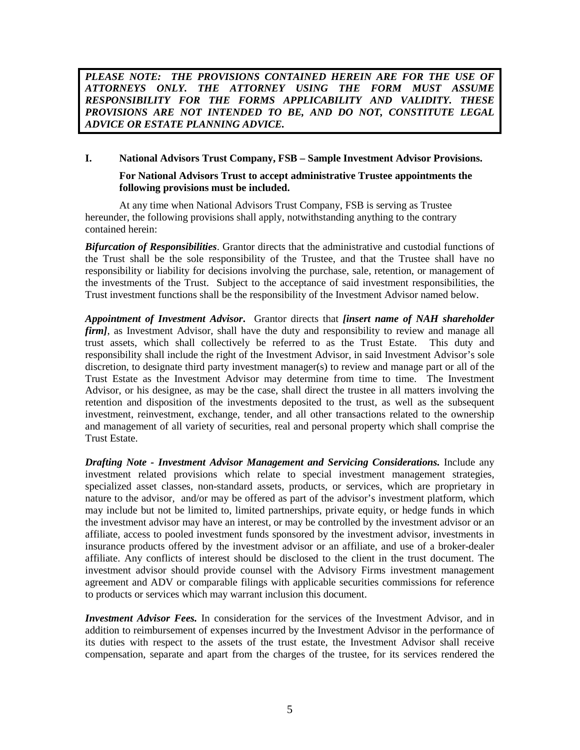***PLEASE NOTE: THE PROVISIONS CONTAINED HEREIN ARE FOR THE USE OF ATTORNEYS ONLY. THE ATTORNEY USING THE FORM MUST ASSUME RESPONSIBILITY FOR THE FORMS APPLICABILITY AND VALIDITY. THESE PROVISIONS ARE NOT INTENDED TO BE, AND DO NOT, CONSTITUTE LEGAL ADVICE OR ESTATE PLANNING ADVICE.***

## I. National Advisors Trust Company, FSB – Sample Investment Advisor Provisions.

**For National Advisors Trust to accept administrative Trustee appointments the following provisions must be included.**

At any time when National Advisors Trust Company, FSB is serving as Trustee hereunder, the following provisions shall apply, notwithstanding anything to the contrary contained herein:

***Bifurcation of Responsibilities***. Grantor directs that the administrative and custodial functions of the Trust shall be the sole responsibility of the Trustee, and that the Trustee shall have no responsibility or liability for decisions involving the purchase, sale, retention, or management of the investments of the Trust. Subject to the acceptance of said investment responsibilities, the Trust investment functions shall be the responsibility of the Investment Advisor named below.

***Appointment of Investment Advisor***. Grantor directs that ***[insert name of NAH shareholder firm]***, as Investment Advisor, shall have the duty and responsibility to review and manage all trust assets, which shall collectively be referred to as the Trust Estate. This duty and responsibility shall include the right of the Investment Advisor, in said Investment Advisor's sole discretion, to designate third party investment manager(s) to review and manage part or all of the Trust Estate as the Investment Advisor may determine from time to time. The Investment Advisor, or his designee, as may be the case, shall direct the trustee in all matters involving the retention and disposition of the investments deposited to the trust, as well as the subsequent investment, reinvestment, exchange, tender, and all other transactions related to the ownership and management of all variety of securities, real and personal property which shall comprise the Trust Estate.

***Drafting Note - Investment Advisor Management and Servicing Considerations.*** Include any investment related provisions which relate to special investment management strategies, specialized asset classes, non-standard assets, products, or services, which are proprietary in nature to the advisor, and/or may be offered as part of the advisor's investment platform, which may include but not be limited to, limited partnerships, private equity, or hedge funds in which the investment advisor may have an interest, or may be controlled by the investment advisor or an affiliate, access to pooled investment funds sponsored by the investment advisor, investments in insurance products offered by the investment advisor or an affiliate, and use of a broker-dealer affiliate. Any conflicts of interest should be disclosed to the client in the trust document. The investment advisor should provide counsel with the Advisory Firms investment management agreement and ADV or comparable filings with applicable securities commissions for reference to products or services which may warrant inclusion this document.

***Investment Advisor Fees.*** In consideration for the services of the Investment Advisor, and in addition to reimbursement of expenses incurred by the Investment Advisor in the performance of its duties with respect to the assets of the trust estate, the Investment Advisor shall receive compensation, separate and apart from the charges of the trustee, for its services rendered the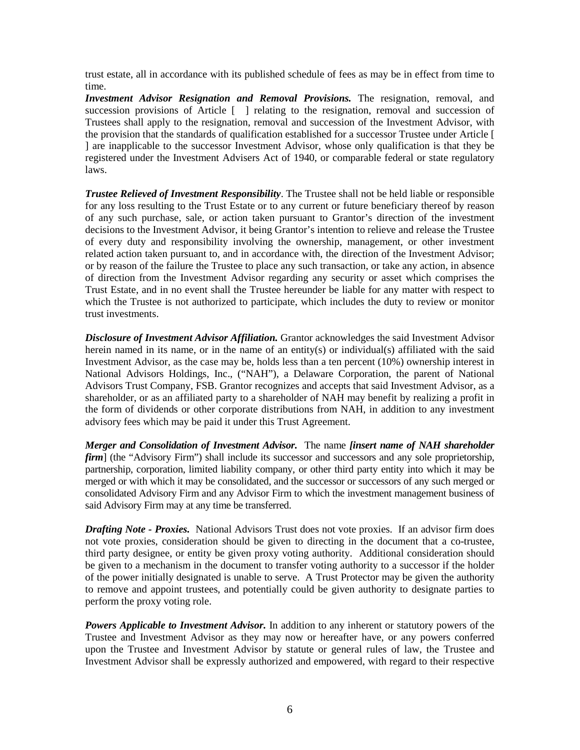trust estate, all in accordance with its published schedule of fees as may be in effect from time to time.

***Investment Advisor Resignation and Removal Provisions.*** The resignation, removal, and succession provisions of Article [ ] relating to the resignation, removal and succession of Trustees shall apply to the resignation, removal and succession of the Investment Advisor, with the provision that the standards of qualification established for a successor Trustee under Article [ ] are inapplicable to the successor Investment Advisor, whose only qualification is that they be registered under the Investment Advisers Act of 1940, or comparable federal or state regulatory laws.

***Trustee Relieved of Investment Responsibility***. The Trustee shall not be held liable or responsible for any loss resulting to the Trust Estate or to any current or future beneficiary thereof by reason of any such purchase, sale, or action taken pursuant to Grantor's direction of the investment decisions to the Investment Advisor, it being Grantor's intention to relieve and release the Trustee of every duty and responsibility involving the ownership, management, or other investment related action taken pursuant to, and in accordance with, the direction of the Investment Advisor; or by reason of the failure the Trustee to place any such transaction, or take any action, in absence of direction from the Investment Advisor regarding any security or asset which comprises the Trust Estate, and in no event shall the Trustee hereunder be liable for any matter with respect to which the Trustee is not authorized to participate, which includes the duty to review or monitor trust investments.

***Disclosure of Investment Advisor Affiliation.*** Grantor acknowledges the said Investment Advisor herein named in its name, or in the name of an entity(s) or individual(s) affiliated with the said Investment Advisor, as the case may be, holds less than a ten percent (10%) ownership interest in National Advisors Holdings, Inc., ("NAH"), a Delaware Corporation, the parent of National Advisors Trust Company, FSB. Grantor recognizes and accepts that said Investment Advisor, as a shareholder, or as an affiliated party to a shareholder of NAH may benefit by realizing a profit in the form of dividends or other corporate distributions from NAH, in addition to any investment advisory fees which may be paid it under this Trust Agreement.

***Merger and Consolidation of Investment Advisor.*** The name ***[insert name of NAH shareholder firm***] (the "Advisory Firm") shall include its successor and successors and any sole proprietorship, partnership, corporation, limited liability company, or other third party entity into which it may be merged or with which it may be consolidated, and the successor or successors of any such merged or consolidated Advisory Firm and any Advisor Firm to which the investment management business of said Advisory Firm may at any time be transferred.

***Drafting Note - Proxies.*** National Advisors Trust does not vote proxies. If an advisor firm does not vote proxies, consideration should be given to directing in the document that a co-trustee, third party designee, or entity be given proxy voting authority. Additional consideration should be given to a mechanism in the document to transfer voting authority to a successor if the holder of the power initially designated is unable to serve. A Trust Protector may be given the authority to remove and appoint trustees, and potentially could be given authority to designate parties to perform the proxy voting role.

***Powers Applicable to Investment Advisor.*** In addition to any inherent or statutory powers of the Trustee and Investment Advisor as they may now or hereafter have, or any powers conferred upon the Trustee and Investment Advisor by statute or general rules of law, the Trustee and Investment Advisor shall be expressly authorized and empowered, with regard to their respective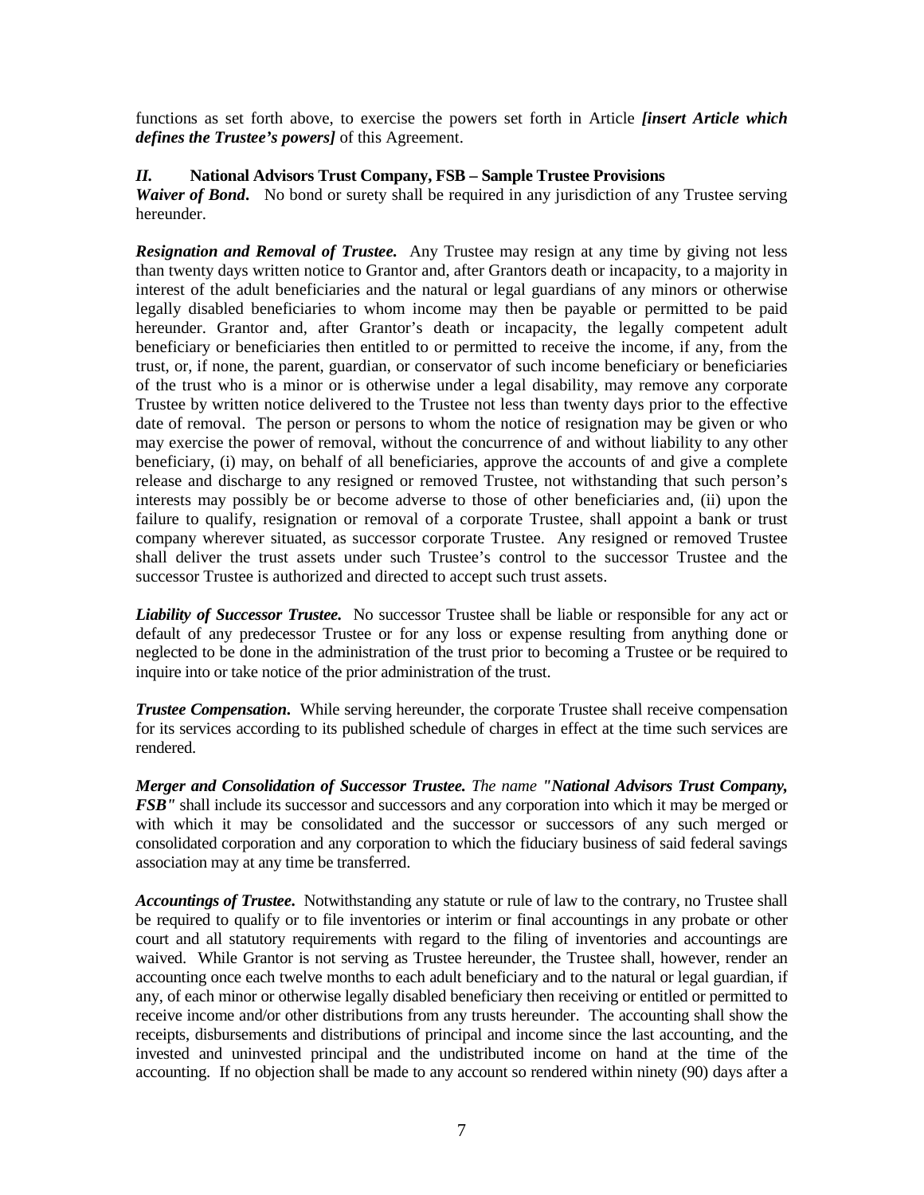functions as set forth above, to exercise the powers set forth in Article ***[insert Article which defines the Trustee's powers]*** of this Agreement.

## *II.* National Advisors Trust Company, FSB – Sample Trustee Provisions

***Waiver of Bond***. No bond or surety shall be required in any jurisdiction of any Trustee serving hereunder.

***Resignation and Removal of Trustee.*** Any Trustee may resign at any time by giving not less than twenty days written notice to Grantor and, after Grantors death or incapacity, to a majority in interest of the adult beneficiaries and the natural or legal guardians of any minors or otherwise legally disabled beneficiaries to whom income may then be payable or permitted to be paid hereunder. Grantor and, after Grantor's death or incapacity, the legally competent adult beneficiary or beneficiaries then entitled to or permitted to receive the income, if any, from the trust, or, if none, the parent, guardian, or conservator of such income beneficiary or beneficiaries of the trust who is a minor or is otherwise under a legal disability, may remove any corporate Trustee by written notice delivered to the Trustee not less than twenty days prior to the effective date of removal. The person or persons to whom the notice of resignation may be given or who may exercise the power of removal, without the concurrence of and without liability to any other beneficiary, (i) may, on behalf of all beneficiaries, approve the accounts of and give a complete release and discharge to any resigned or removed Trustee, not withstanding that such person's interests may possibly be or become adverse to those of other beneficiaries and, (ii) upon the failure to qualify, resignation or removal of a corporate Trustee, shall appoint a bank or trust company wherever situated, as successor corporate Trustee. Any resigned or removed Trustee shall deliver the trust assets under such Trustee's control to the successor Trustee and the successor Trustee is authorized and directed to accept such trust assets.

***Liability of Successor Trustee.*** No successor Trustee shall be liable or responsible for any act or default of any predecessor Trustee or for any loss or expense resulting from anything done or neglected to be done in the administration of the trust prior to becoming a Trustee or be required to inquire into or take notice of the prior administration of the trust.

***Trustee Compensation***. While serving hereunder, the corporate Trustee shall receive compensation for its services according to its published schedule of charges in effect at the time such services are rendered.

***Merger and Consolidation of Successor Trustee.*** *The name* ***"National Advisors Trust Company, FSB"*** shall include its successor and successors and any corporation into which it may be merged or with which it may be consolidated and the successor or successors of any such merged or consolidated corporation and any corporation to which the fiduciary business of said federal savings association may at any time be transferred.

***Accountings of Trustee***. Notwithstanding any statute or rule of law to the contrary, no Trustee shall be required to qualify or to file inventories or interim or final accountings in any probate or other court and all statutory requirements with regard to the filing of inventories and accountings are waived. While Grantor is not serving as Trustee hereunder, the Trustee shall, however, render an accounting once each twelve months to each adult beneficiary and to the natural or legal guardian, if any, of each minor or otherwise legally disabled beneficiary then receiving or entitled or permitted to receive income and/or other distributions from any trusts hereunder. The accounting shall show the receipts, disbursements and distributions of principal and income since the last accounting, and the invested and uninvested principal and the undistributed income on hand at the time of the accounting. If no objection shall be made to any account so rendered within ninety (90) days after a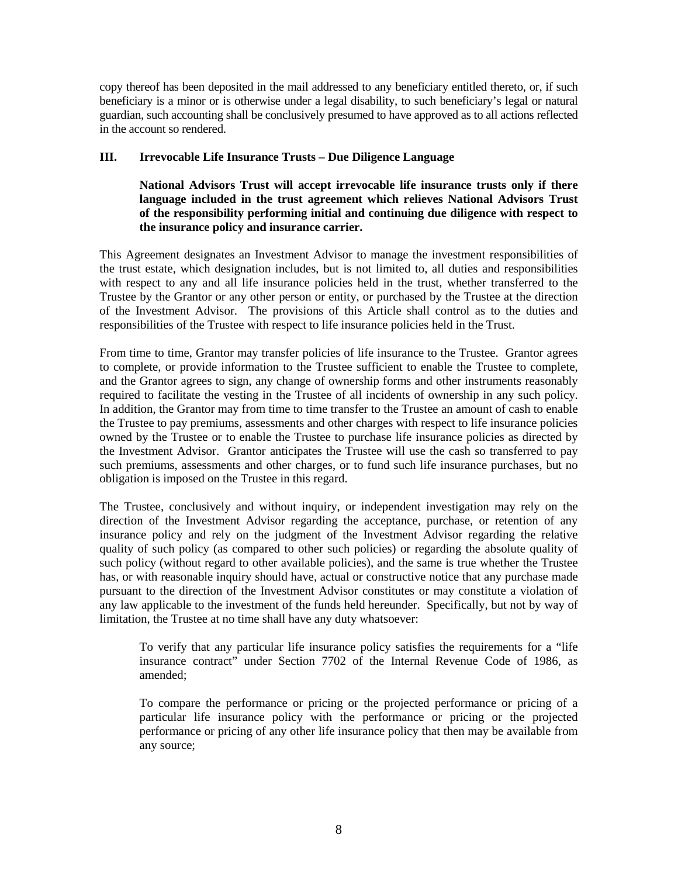copy thereof has been deposited in the mail addressed to any beneficiary entitled thereto, or, if such beneficiary is a minor or is otherwise under a legal disability, to such beneficiary's legal or natural guardian, such accounting shall be conclusively presumed to have approved as to all actions reflected in the account so rendered.

## III. Irrevocable Life Insurance Trusts – Due Diligence Language

**National Advisors Trust will accept irrevocable life insurance trusts only if there language included in the trust agreement which relieves National Advisors Trust of the responsibility performing initial and continuing due diligence with respect to the insurance policy and insurance carrier.**

This Agreement designates an Investment Advisor to manage the investment responsibilities of the trust estate, which designation includes, but is not limited to, all duties and responsibilities with respect to any and all life insurance policies held in the trust, whether transferred to the Trustee by the Grantor or any other person or entity, or purchased by the Trustee at the direction of the Investment Advisor. The provisions of this Article shall control as to the duties and responsibilities of the Trustee with respect to life insurance policies held in the Trust.

From time to time, Grantor may transfer policies of life insurance to the Trustee. Grantor agrees to complete, or provide information to the Trustee sufficient to enable the Trustee to complete, and the Grantor agrees to sign, any change of ownership forms and other instruments reasonably required to facilitate the vesting in the Trustee of all incidents of ownership in any such policy. In addition, the Grantor may from time to time transfer to the Trustee an amount of cash to enable the Trustee to pay premiums, assessments and other charges with respect to life insurance policies owned by the Trustee or to enable the Trustee to purchase life insurance policies as directed by the Investment Advisor. Grantor anticipates the Trustee will use the cash so transferred to pay such premiums, assessments and other charges, or to fund such life insurance purchases, but no obligation is imposed on the Trustee in this regard.

The Trustee, conclusively and without inquiry, or independent investigation may rely on the direction of the Investment Advisor regarding the acceptance, purchase, or retention of any insurance policy and rely on the judgment of the Investment Advisor regarding the relative quality of such policy (as compared to other such policies) or regarding the absolute quality of such policy (without regard to other available policies), and the same is true whether the Trustee has, or with reasonable inquiry should have, actual or constructive notice that any purchase made pursuant to the direction of the Investment Advisor constitutes or may constitute a violation of any law applicable to the investment of the funds held hereunder. Specifically, but not by way of limitation, the Trustee at no time shall have any duty whatsoever:

To verify that any particular life insurance policy satisfies the requirements for a "life insurance contract" under Section 7702 of the Internal Revenue Code of 1986, as amended;

To compare the performance or pricing or the projected performance or pricing of a particular life insurance policy with the performance or pricing or the projected performance or pricing of any other life insurance policy that then may be available from any source;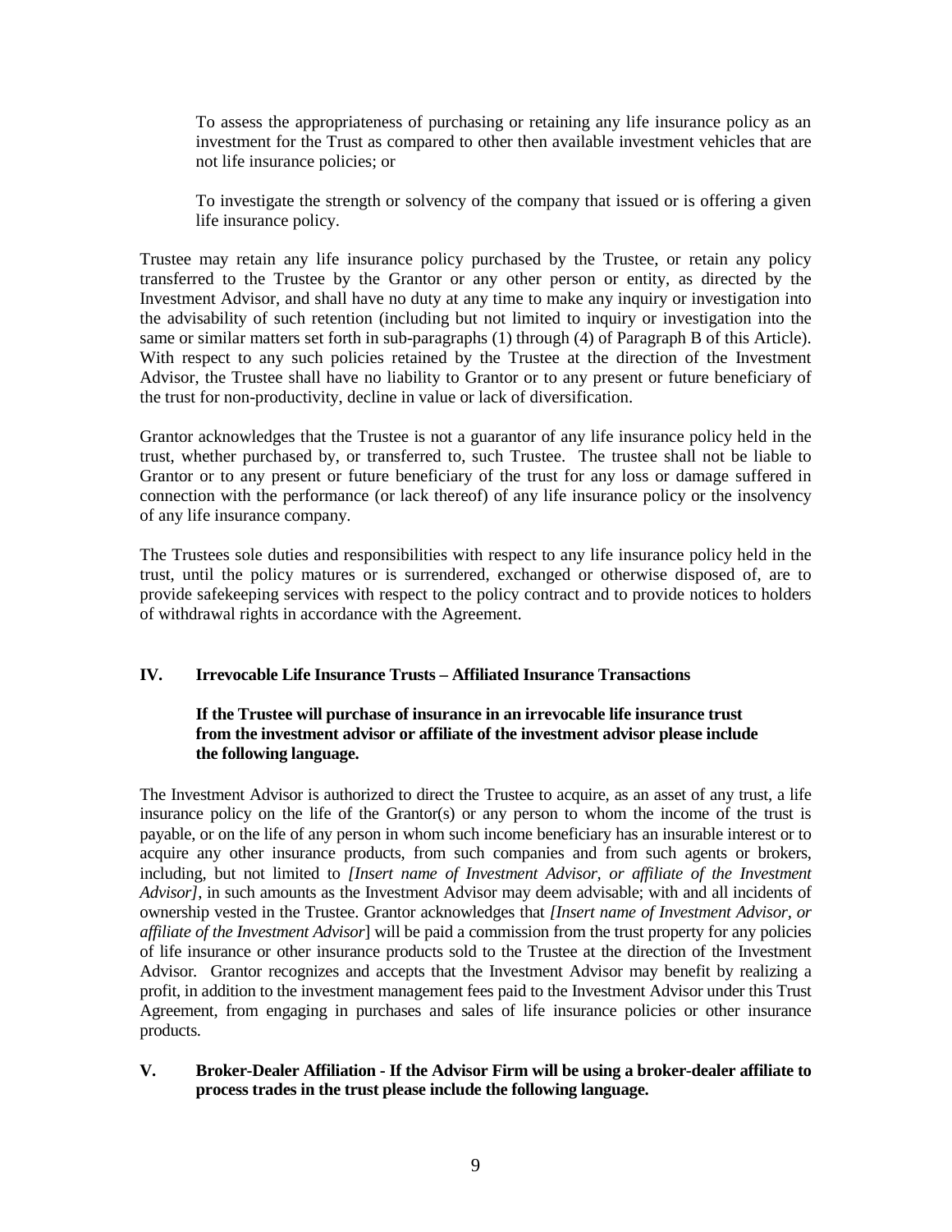To assess the appropriateness of purchasing or retaining any life insurance policy as an investment for the Trust as compared to other then available investment vehicles that are not life insurance policies; or

To investigate the strength or solvency of the company that issued or is offering a given life insurance policy.

Trustee may retain any life insurance policy purchased by the Trustee, or retain any policy transferred to the Trustee by the Grantor or any other person or entity, as directed by the Investment Advisor, and shall have no duty at any time to make any inquiry or investigation into the advisability of such retention (including but not limited to inquiry or investigation into the same or similar matters set forth in sub-paragraphs (1) through (4) of Paragraph B of this Article). With respect to any such policies retained by the Trustee at the direction of the Investment Advisor, the Trustee shall have no liability to Grantor or to any present or future beneficiary of the trust for non-productivity, decline in value or lack of diversification.

Grantor acknowledges that the Trustee is not a guarantor of any life insurance policy held in the trust, whether purchased by, or transferred to, such Trustee. The trustee shall not be liable to Grantor or to any present or future beneficiary of the trust for any loss or damage suffered in connection with the performance (or lack thereof) of any life insurance policy or the insolvency of any life insurance company.

The Trustees sole duties and responsibilities with respect to any life insurance policy held in the trust, until the policy matures or is surrendered, exchanged or otherwise disposed of, are to provide safekeeping services with respect to the policy contract and to provide notices to holders of withdrawal rights in accordance with the Agreement.

## IV. Irrevocable Life Insurance Trusts – Affiliated Insurance Transactions

**If the Trustee will purchase of insurance in an irrevocable life insurance trust from the investment advisor or affiliate of the investment advisor please include the following language.**

The Investment Advisor is authorized to direct the Trustee to acquire, as an asset of any trust, a life insurance policy on the life of the Grantor(s) or any person to whom the income of the trust is payable, or on the life of any person in whom such income beneficiary has an insurable interest or to acquire any other insurance products, from such companies and from such agents or brokers, including, but not limited to *[Insert name of Investment Advisor, or affiliate of the Investment Advisor]*, in such amounts as the Investment Advisor may deem advisable; with and all incidents of ownership vested in the Trustee. Grantor acknowledges that *[Insert name of Investment Advisor, or affiliate of the Investment Advisor*] will be paid a commission from the trust property for any policies of life insurance or other insurance products sold to the Trustee at the direction of the Investment Advisor. Grantor recognizes and accepts that the Investment Advisor may benefit by realizing a profit, in addition to the investment management fees paid to the Investment Advisor under this Trust Agreement, from engaging in purchases and sales of life insurance policies or other insurance products.

## V. Broker-Dealer Affiliation - If the Advisor Firm will be using a broker-dealer affiliate to process trades in the trust please include the following language.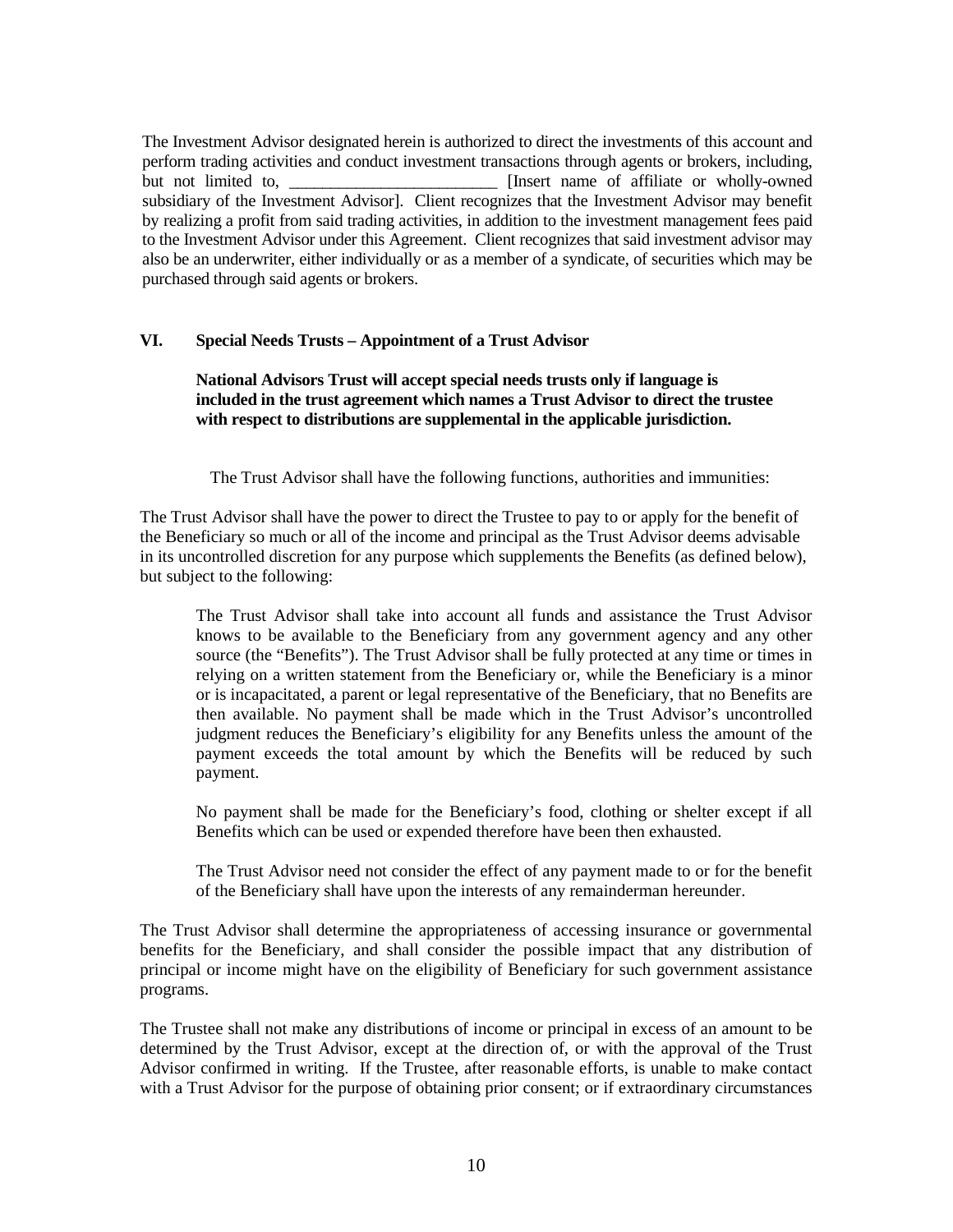The Investment Advisor designated herein is authorized to direct the investments of this account and perform trading activities and conduct investment transactions through agents or brokers, including, but not limited to, ________________________ [Insert name of affiliate or wholly-owned subsidiary of the Investment Advisor]. Client recognizes that the Investment Advisor may benefit by realizing a profit from said trading activities, in addition to the investment management fees paid to the Investment Advisor under this Agreement. Client recognizes that said investment advisor may also be an underwriter, either individually or as a member of a syndicate, of securities which may be purchased through said agents or brokers.

## VI. Special Needs Trusts – Appointment of a Trust Advisor

**National Advisors Trust will accept special needs trusts only if language is included in the trust agreement which names a Trust Advisor to direct the trustee with respect to distributions are supplemental in the applicable jurisdiction.**

The Trust Advisor shall have the following functions, authorities and immunities:

The Trust Advisor shall have the power to direct the Trustee to pay to or apply for the benefit of the Beneficiary so much or all of the income and principal as the Trust Advisor deems advisable in its uncontrolled discretion for any purpose which supplements the Benefits (as defined below), but subject to the following:

> The Trust Advisor shall take into account all funds and assistance the Trust Advisor knows to be available to the Beneficiary from any government agency and any other source (the "Benefits"). The Trust Advisor shall be fully protected at any time or times in relying on a written statement from the Beneficiary or, while the Beneficiary is a minor or is incapacitated, a parent or legal representative of the Beneficiary, that no Benefits are then available. No payment shall be made which in the Trust Advisor's uncontrolled judgment reduces the Beneficiary's eligibility for any Benefits unless the amount of the payment exceeds the total amount by which the Benefits will be reduced by such payment.
>
> No payment shall be made for the Beneficiary's food, clothing or shelter except if all Benefits which can be used or expended therefore have been then exhausted.
>
> The Trust Advisor need not consider the effect of any payment made to or for the benefit of the Beneficiary shall have upon the interests of any remainderman hereunder.

The Trust Advisor shall determine the appropriateness of accessing insurance or governmental benefits for the Beneficiary, and shall consider the possible impact that any distribution of principal or income might have on the eligibility of Beneficiary for such government assistance programs.

The Trustee shall not make any distributions of income or principal in excess of an amount to be determined by the Trust Advisor, except at the direction of, or with the approval of the Trust Advisor confirmed in writing. If the Trustee, after reasonable efforts, is unable to make contact with a Trust Advisor for the purpose of obtaining prior consent; or if extraordinary circumstances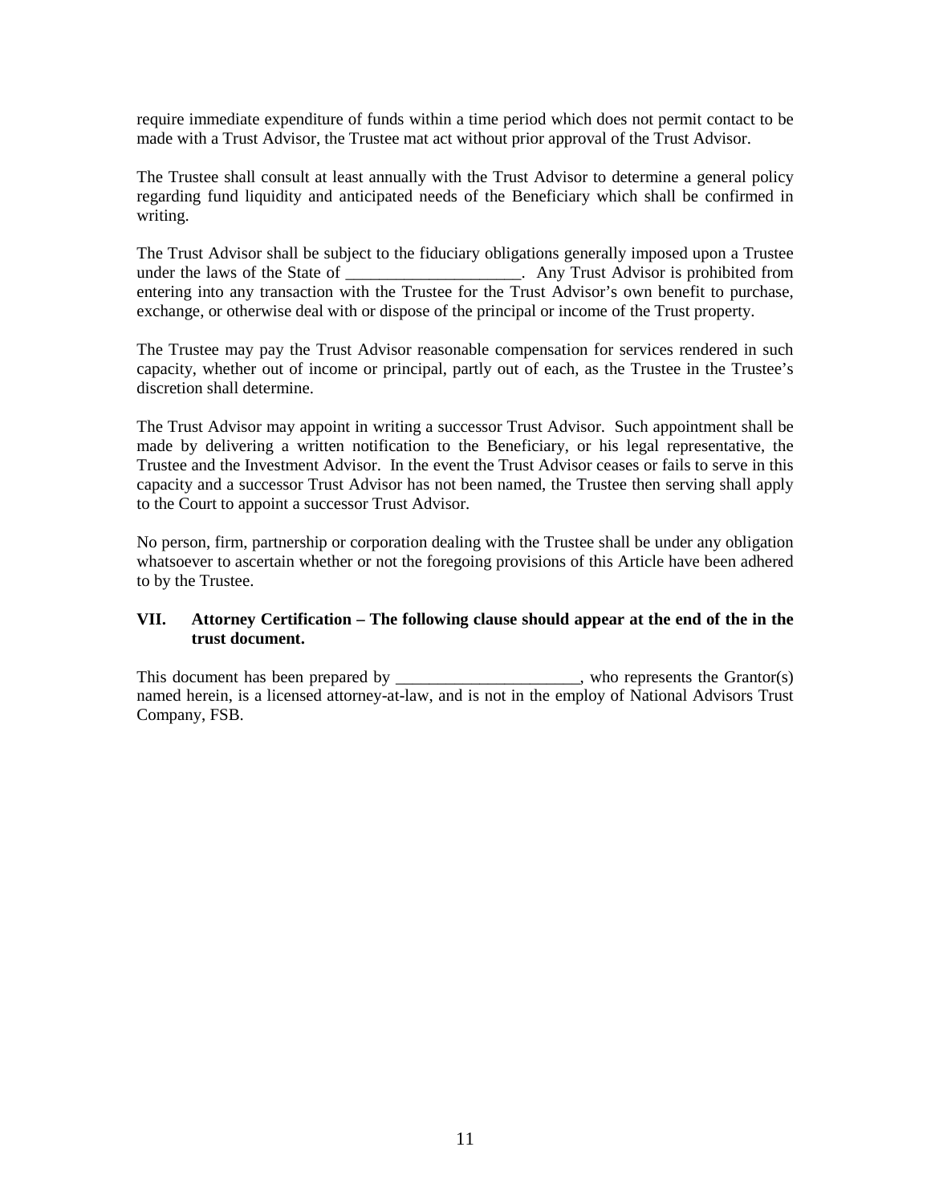require immediate expenditure of funds within a time period which does not permit contact to be made with a Trust Advisor, the Trustee mat act without prior approval of the Trust Advisor.

The Trustee shall consult at least annually with the Trust Advisor to determine a general policy regarding fund liquidity and anticipated needs of the Beneficiary which shall be confirmed in writing.

The Trust Advisor shall be subject to the fiduciary obligations generally imposed upon a Trustee under the laws of the State of _____________________. Any Trust Advisor is prohibited from entering into any transaction with the Trustee for the Trust Advisor's own benefit to purchase, exchange, or otherwise deal with or dispose of the principal or income of the Trust property.

The Trustee may pay the Trust Advisor reasonable compensation for services rendered in such capacity, whether out of income or principal, partly out of each, as the Trustee in the Trustee's discretion shall determine.

The Trust Advisor may appoint in writing a successor Trust Advisor. Such appointment shall be made by delivering a written notification to the Beneficiary, or his legal representative, the Trustee and the Investment Advisor. In the event the Trust Advisor ceases or fails to serve in this capacity and a successor Trust Advisor has not been named, the Trustee then serving shall apply to the Court to appoint a successor Trust Advisor.

No person, firm, partnership or corporation dealing with the Trustee shall be under any obligation whatsoever to ascertain whether or not the foregoing provisions of this Article have been adhered to by the Trustee.

## VII. Attorney Certification – The following clause should appear at the end of the in the trust document.

This document has been prepared by ______________________, who represents the Grantor(s) named herein, is a licensed attorney-at-law, and is not in the employ of National Advisors Trust Company, FSB.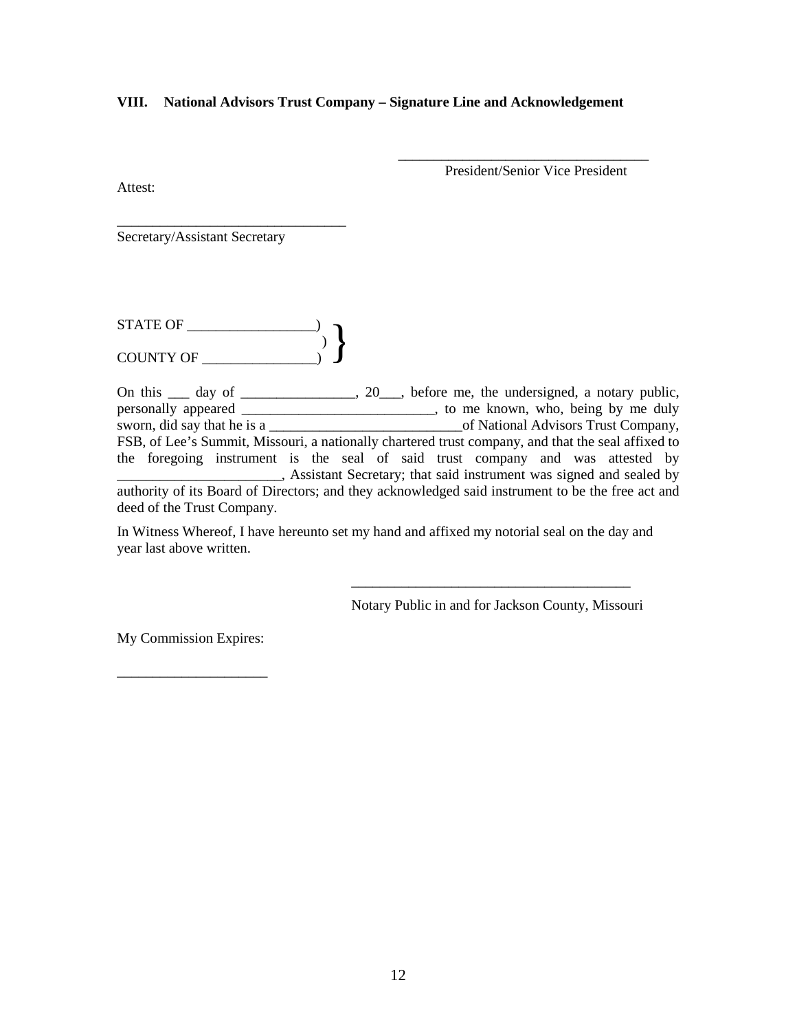**VIII. National Advisors Trust Company – Signature Line and Acknowledgement**

___________________________________
President/Senior Vice President

Attest:

________________________________
Secretary/Assistant Secretary

STATE OF _________________)
)
COUNTY OF _______________)

On this ___ day of ________________, 20___, before me, the undersigned, a notary public, personally appeared ___________________________, to me known, who, being by me duly sworn, did say that he is a ___________________________of National Advisors Trust Company, FSB, of Lee's Summit, Missouri, a nationally chartered trust company, and that the seal affixed to the foregoing instrument is the seal of said trust company and was attested by ______________________, Assistant Secretary; that said instrument was signed and sealed by authority of its Board of Directors; and they acknowledged said instrument to be the free act and deed of the Trust Company.

In Witness Whereof, I have hereunto set my hand and affixed my notorial seal on the day and year last above written.

_______________________________________
Notary Public in and for Jackson County, Missouri

My Commission Expires:

_____________________